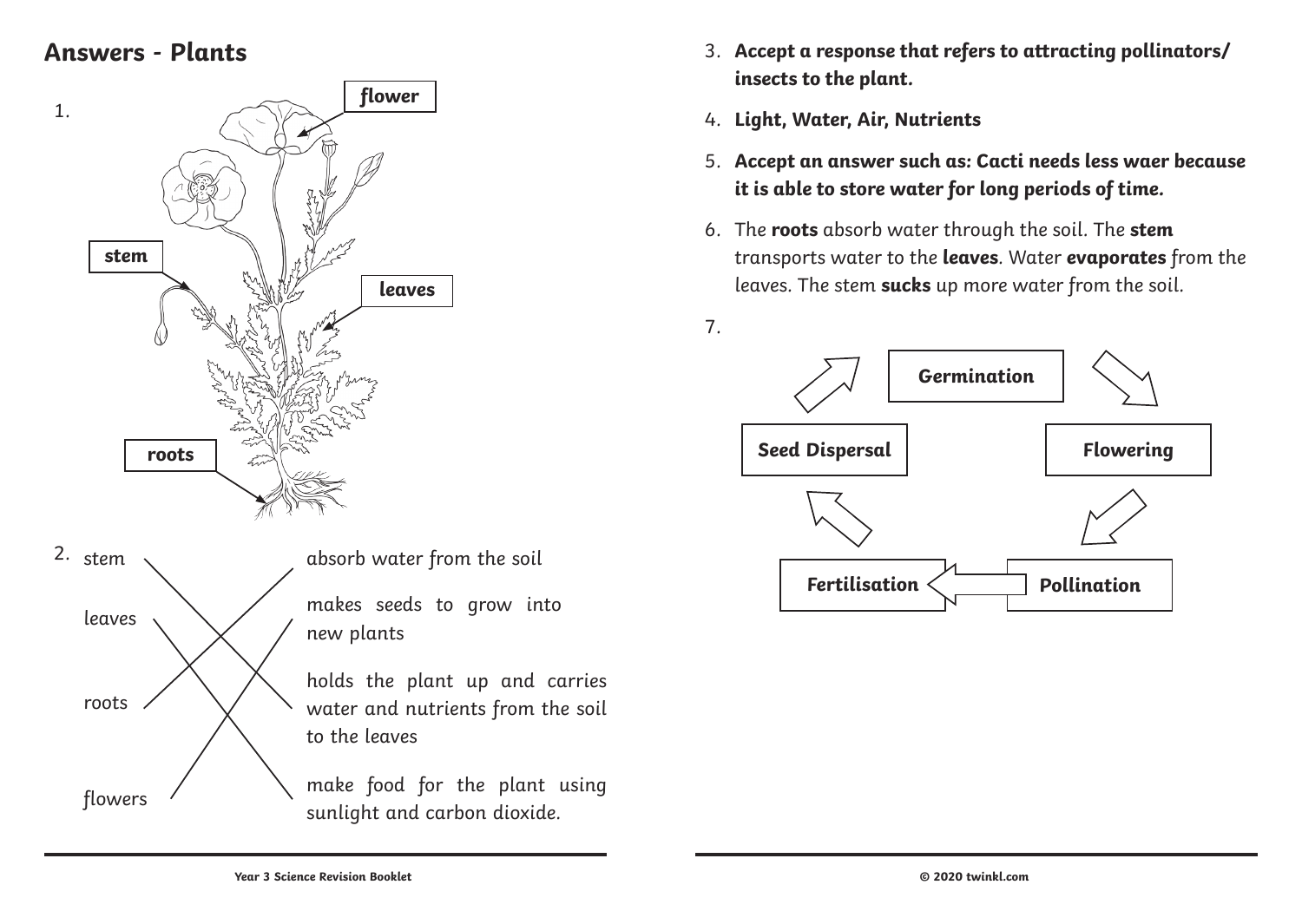## Answers - Plants

1.

flower

stem

leaves

roots

2.

stem — holds the plant up and carries water and nutrients from the soil to the leaves

leaves — make food for the plant using sunlight and carbon dioxide.

roots — absorb water from the soil

flowers — makes seeds to grow into new plants

3. **Accept a response that refers to attracting pollinators/insects to the plant.**

4. **Light, Water, Air, Nutrients**

5. **Accept an answer such as: Cacti needs less waer because it is able to store water for long periods of time.**

6. The **roots** absorb water through the soil. The **stem** transports water to the **leaves**. Water **evaporates** from the leaves. The stem **sucks** up more water from the soil.

7.

**Germination** → **Flowering** → **Pollination** → **Fertilisation** → **Seed Dispersal** → **Germination**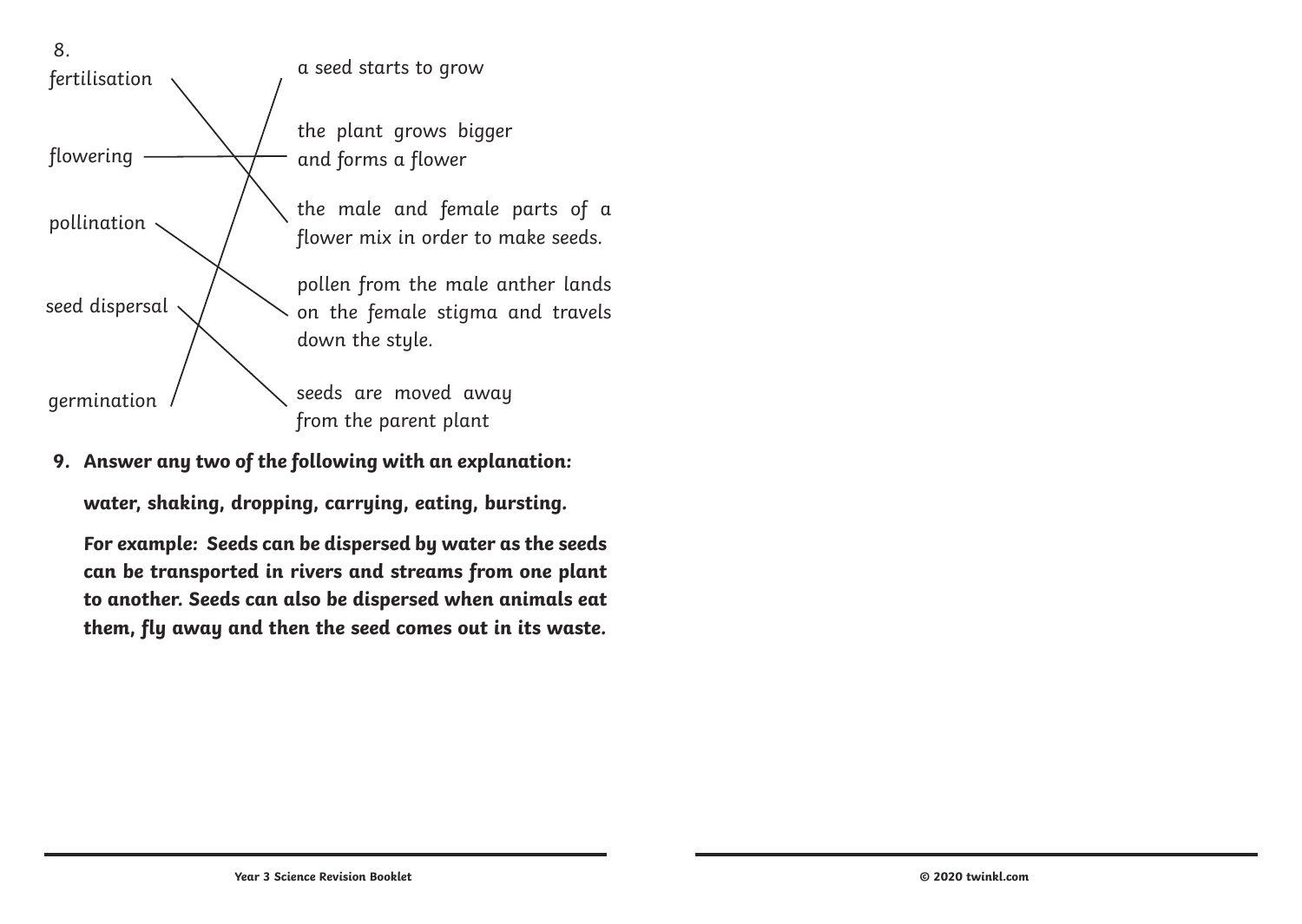8.

| Term | Description |
| --- | --- |
| fertilisation | the male and female parts of a flower mix in order to make seeds. |
| flowering | the plant grows bigger and forms a flower |
| pollination | pollen from the male anther lands on the female stigma and travels down the style. |
| seed dispersal | seeds are moved away from the parent plant |
| germination | a seed starts to grow |

**9. Answer any two of the following with an explanation:**

**water, shaking, dropping, carrying, eating, bursting.**

**For example: Seeds can be dispersed by water as the seeds can be transported in rivers and streams from one plant to another. Seeds can also be dispersed when animals eat them, fly away and then the seed comes out in its waste.**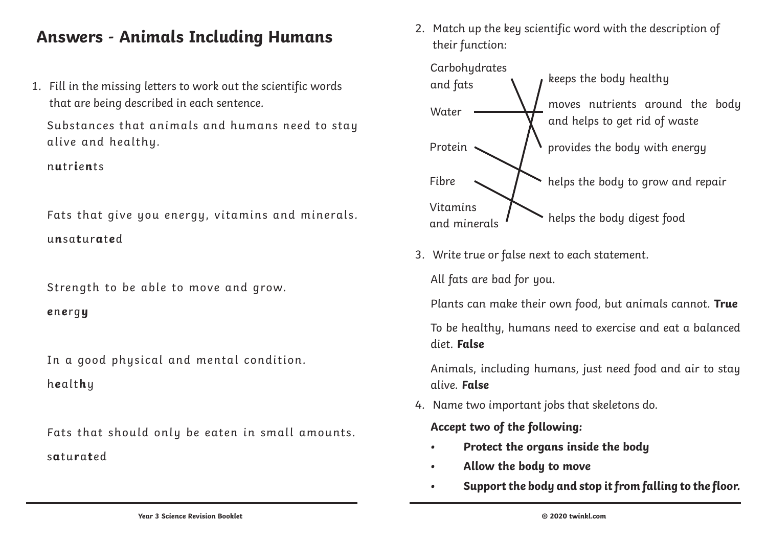# Answers - Animals Including Humans

1. Fill in the missing letters to work out the scientific words that are being described in each sentence.

   Substances that animals and humans need to stay alive and healthy.

   n**u**tr**ien**ts

   Fats that give you energy, vitamins and minerals.

   u**n**sa**t**ur**a**t**e**d

   Strength to be able to move and grow.

   **e**n**e**rg**y**

   In a good physical and mental condition.

   h**e**alt**h**y

   Fats that should only be eaten in small amounts.

   s**a**tu**r**a**t**ed

2. Match up the key scientific word with the description of their function:

| Key scientific word | Description of function |
| --- | --- |
| Carbohydrates and fats | provides the body with energy |
| Water | moves nutrients around the body and helps to get rid of waste |
| Protein | helps the body to grow and repair |
| Fibre | helps the body digest food |
| Vitamins and minerals | keeps the body healthy |

3. Write true or false next to each statement.

   All fats are bad for you.

   Plants can make their own food, but animals cannot. **True**

   To be healthy, humans need to exercise and eat a balanced diet. **False**

   Animals, including humans, just need food and air to stay alive. **False**

4. Name two important jobs that skeletons do.

   ***Accept two of the following:***

   - ***Protect the organs inside the body***
   - ***Allow the body to move***
   - ***Support the body and stop it from falling to the floor.***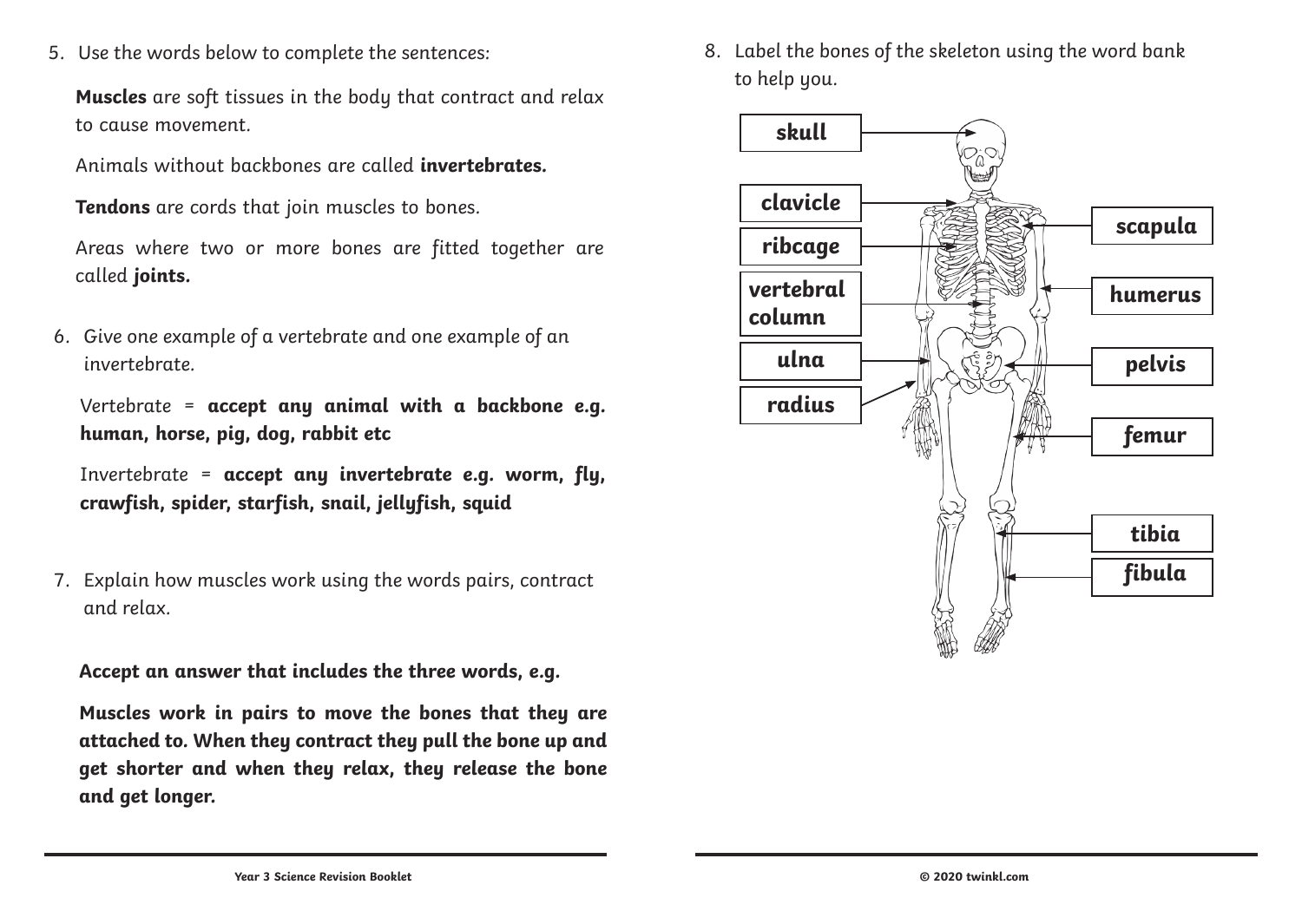5. Use the words below to complete the sentences:

   **Muscles** are soft tissues in the body that contract and relax to cause movement.

   Animals without backbones are called **invertebrates.**

   **Tendons** are cords that join muscles to bones.

   Areas where two or more bones are fitted together are called **joints.**

6. Give one example of a vertebrate and one example of an invertebrate.

   Vertebrate = **accept any animal with a backbone e.g. human, horse, pig, dog, rabbit etc**

   Invertebrate = **accept any invertebrate e.g. worm, fly, crawfish, spider, starfish, snail, jellyfish, squid**

7. Explain how muscles work using the words pairs, contract and relax.

   **Accept an answer that includes the three words, e.g.**

   **Muscles work in pairs to move the bones that they are attached to. When they contract they pull the bone up and get shorter and when they relax, they release the bone and get longer.**

8. Label the bones of the skeleton using the word bank to help you.

   **skull**, **clavicle**, **ribcage**, **vertebral column**, **ulna**, **radius**, **scapula**, **humerus**, **pelvis**, **femur**, **tibia**, **fibula**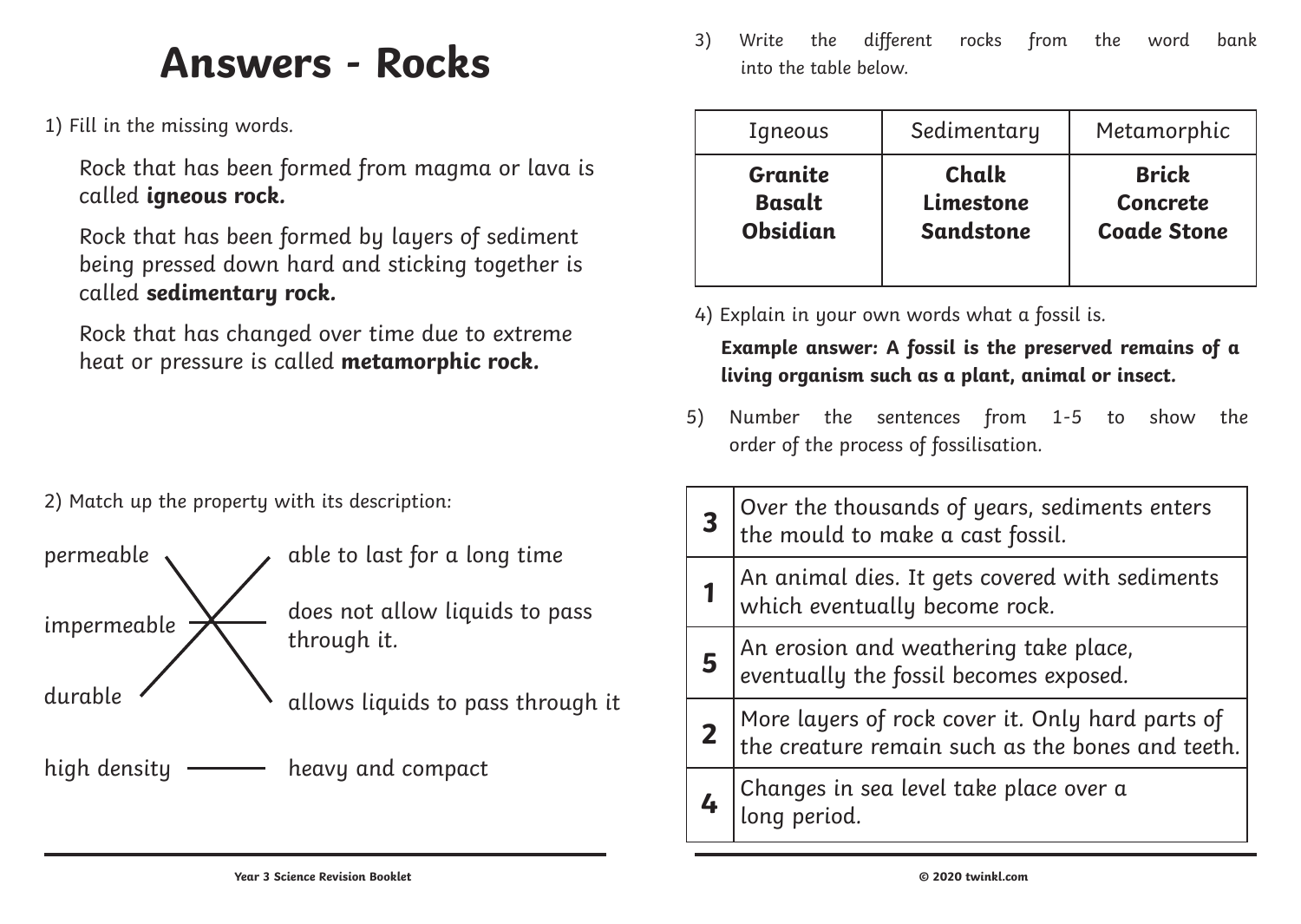# Answers - Rocks

1) Fill in the missing words.

Rock that has been formed from magma or lava is called **igneous rock.**

Rock that has been formed by layers of sediment being pressed down hard and sticking together is called **sedimentary rock.**

Rock that has changed over time due to extreme heat or pressure is called **metamorphic rock.**

2) Match up the property with its description:

| Property | Description |
|---|---|
| permeable | allows liquids to pass through it |
| impermeable | does not allow liquids to pass through it. |
| durable | able to last for a long time |
| high density | heavy and compact |

3) Write the different rocks from the word bank into the table below.

| Igneous | Sedimentary | Metamorphic |
|---|---|---|
| **Granite** | **Chalk** | **Brick** |
| **Basalt** | **Limestone** | **Concrete** |
| **Obsidian** | **Sandstone** | **Coade Stone** |

4) Explain in your own words what a fossil is.

**Example answer: A fossil is the preserved remains of a living organism such as a plant, animal or insect.**

5) Number the sentences from 1-5 to show the order of the process of fossilisation.

| | |
|---|---|
| **3** | Over the thousands of years, sediments enters the mould to make a cast fossil. |
| **1** | An animal dies. It gets covered with sediments which eventually become rock. |
| **5** | An erosion and weathering take place, eventually the fossil becomes exposed. |
| **2** | More layers of rock cover it. Only hard parts of the creature remain such as the bones and teeth. |
| **4** | Changes in sea level take place over a long period. |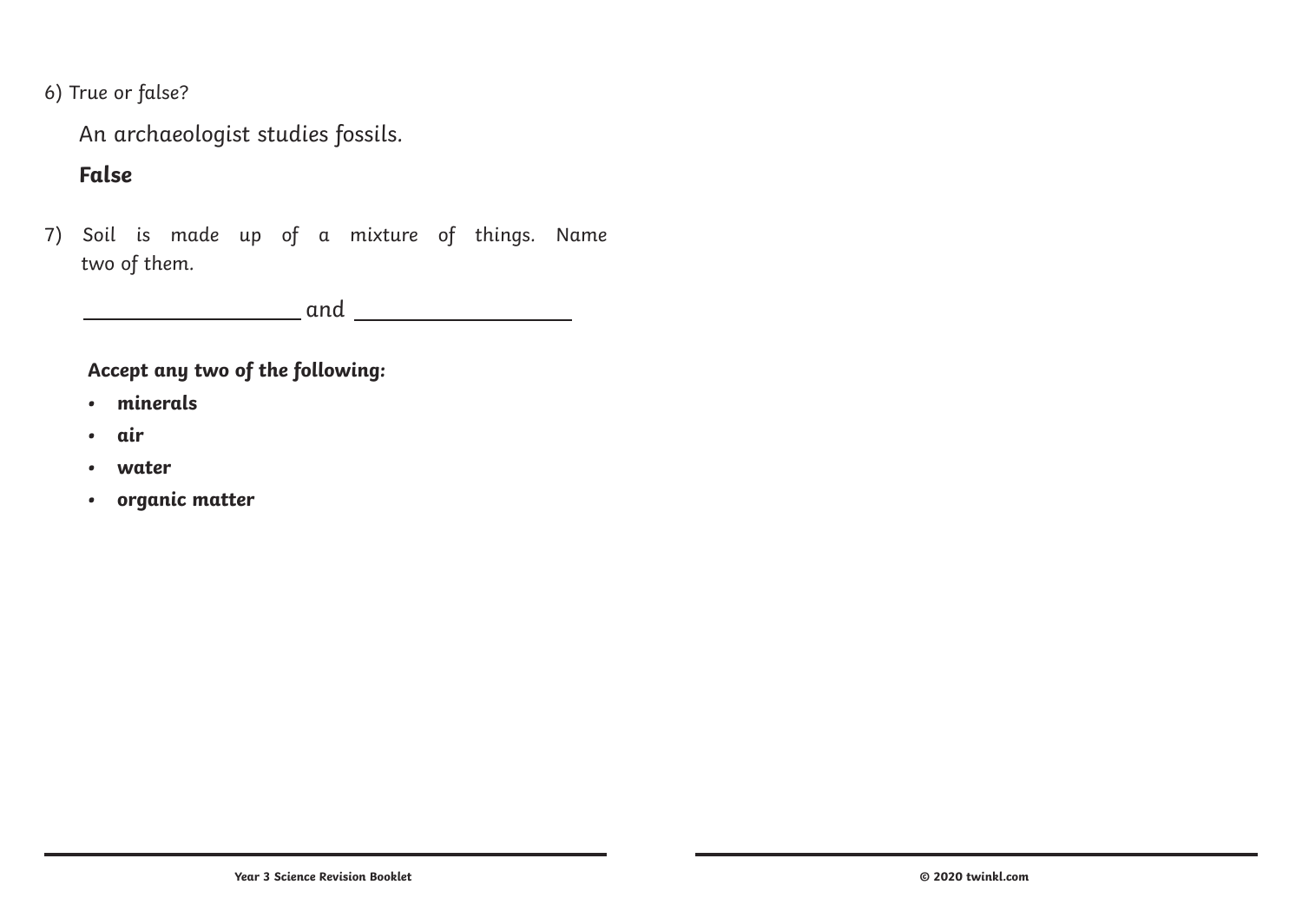6) True or false?

An archaeologist studies fossils.

**False**

7) Soil is made up of a mixture of things. Name two of them.

\_\_\_\_\_\_\_\_\_\_\_\_\_\_\_\_\_\_\_\_ and \_\_\_\_\_\_\_\_\_\_\_\_\_\_\_\_\_\_\_\_

**Accept any two of the following:**

- **minerals**
- **air**
- **water**
- **organic matter**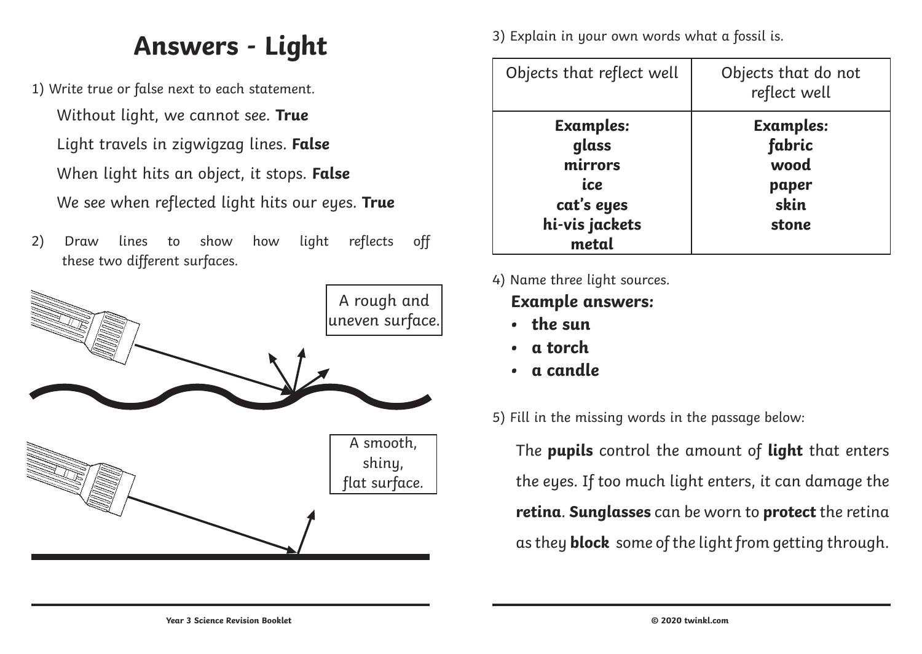# Answers - Light

1) Write true or false next to each statement.

Without light, we cannot see. **True**

Light travels in zigwigzag lines. **False**

When light hits an object, it stops. **False**

We see when reflected light hits our eyes. **True**

2) Draw lines to show how light reflects off these two different surfaces.

A rough and uneven surface.

A smooth, shiny, flat surface.

3) Explain in your own words what a fossil is.

| Objects that reflect well | Objects that do not reflect well |
| --- | --- |
| **Examples:**<br>**glass**<br>**mirrors**<br>**ice**<br>**cat's eyes**<br>**hi-vis jackets**<br>**metal** | **Examples:**<br>**fabric**<br>**wood**<br>**paper**<br>**skin**<br>**stone** |

4) Name three light sources.

***Example answers:***

- **the sun**
- **a torch**
- **a candle**

5) Fill in the missing words in the passage below:

The **pupils** control the amount of **light** that enters the eyes. If too much light enters, it can damage the **retina**. **Sunglasses** can be worn to **protect** the retina as they **block** some of the light from getting through.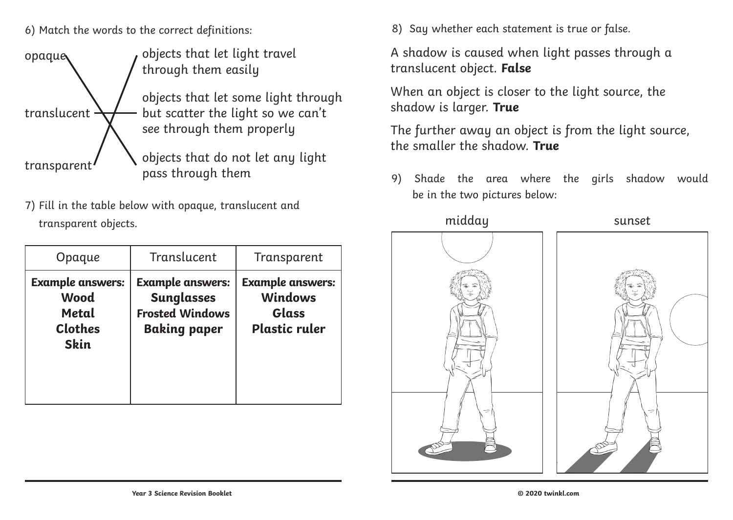6) Match the words to the correct definitions:

opaque — objects that do not let any light pass through them

translucent — objects that let some light through but scatter the light so we can't see through them properly

transparent — objects that let light travel through them easily

7) Fill in the table below with opaque, translucent and transparent objects.

| Opaque | Translucent | Transparent |
| --- | --- | --- |
| **Example answers:** **Wood** **Metal** **Clothes** **Skin** | **Example answers:** **Sunglasses** **Frosted Windows** **Baking paper** | **Example answers:** **Windows** **Glass** **Plastic ruler** |

8) Say whether each statement is true or false.

A shadow is caused when light passes through a translucent object. **False**

When an object is closer to the light source, the shadow is larger. **True**

The further away an object is from the light source, the smaller the shadow. **True**

9) Shade the area where the girls shadow would be in the two pictures below:

midday

sunset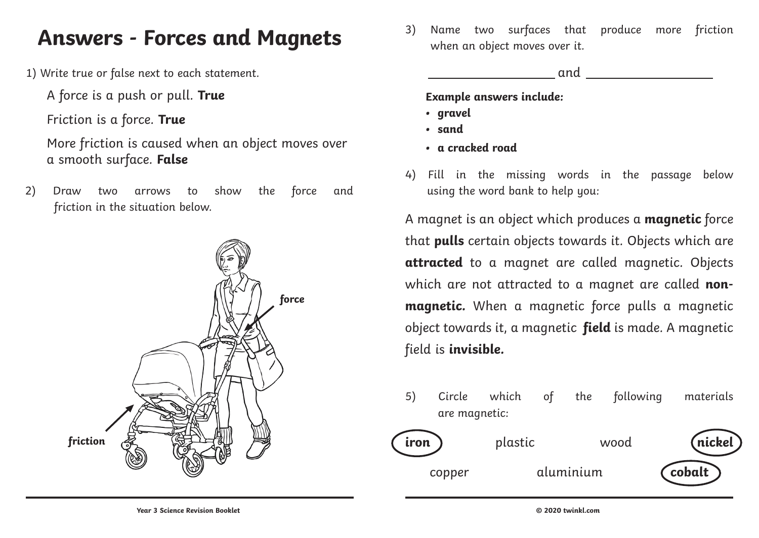# Answers - Forces and Magnets

1) Write true or false next to each statement.

A force is a push or pull. **True**

Friction is a force. **True**

More friction is caused when an object moves over a smooth surface. **False**

2) Draw two arrows to show the force and friction in the situation below.

**force**

**friction**

3) Name two surfaces that produce more friction when an object moves over it.

\_\_\_\_\_\_\_\_\_\_\_\_\_\_\_\_\_\_ and \_\_\_\_\_\_\_\_\_\_\_\_\_\_\_\_\_\_

***Example answers include:***

- ***gravel***
- ***sand***
- ***a cracked road***

4) Fill in the missing words in the passage below using the word bank to help you:

A magnet is an object which produces a **magnetic** force that **pulls** certain objects towards it. Objects which are **attracted** to a magnet are called magnetic. Objects which are not attracted to a magnet are called **non-magnetic.** When a magnetic force pulls a magnetic object towards it, a magnetic **field** is made. A magnetic field is **invisible.**

5) Circle which of the following materials are magnetic:

**iron** (circled) plastic wood **nickel** (circled)

copper aluminium **cobalt** (circled)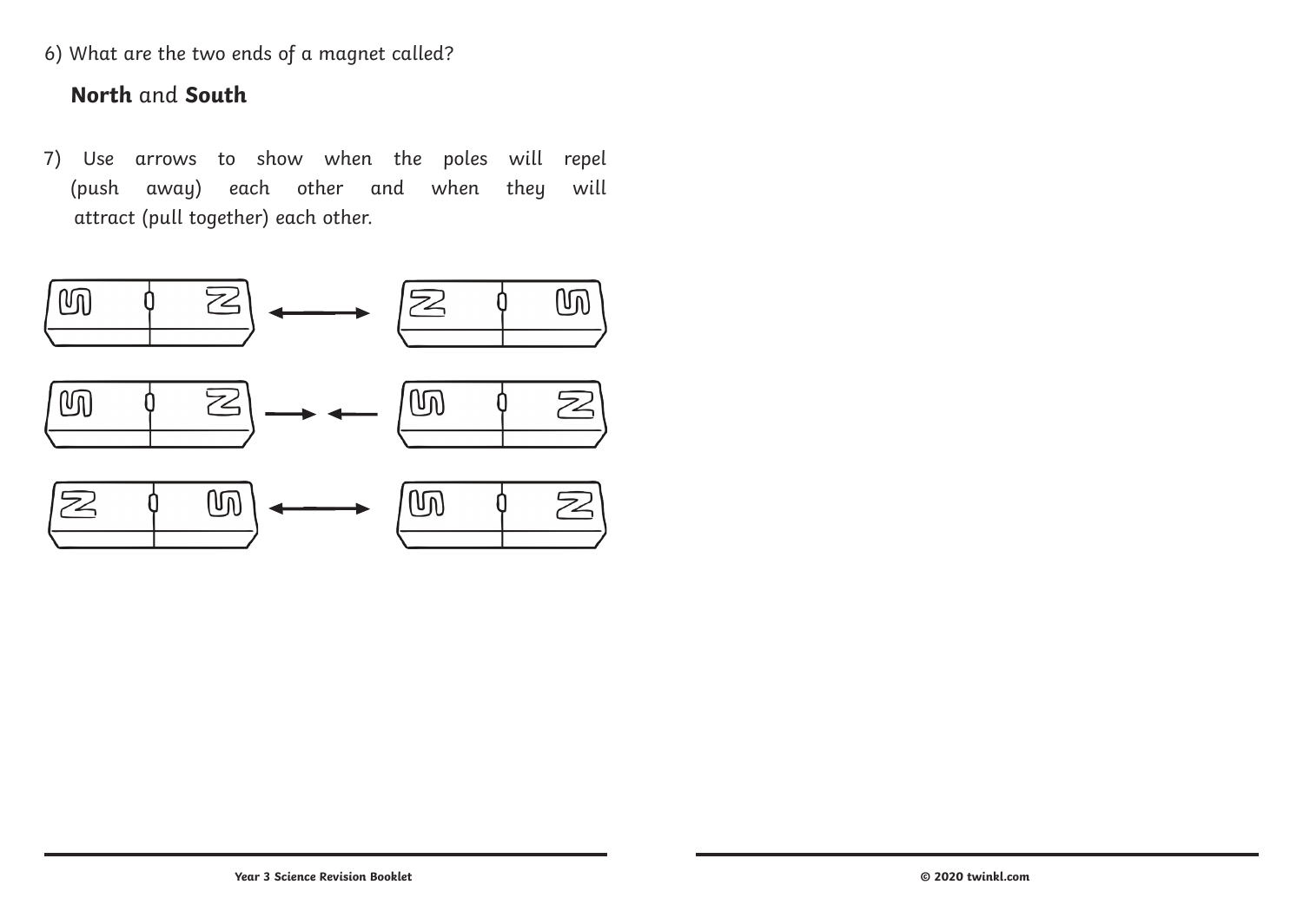6) What are the two ends of a magnet called?

**North** and **South**

7) Use arrows to show when the poles will repel (push away) each other and when they will attract (pull together) each other.